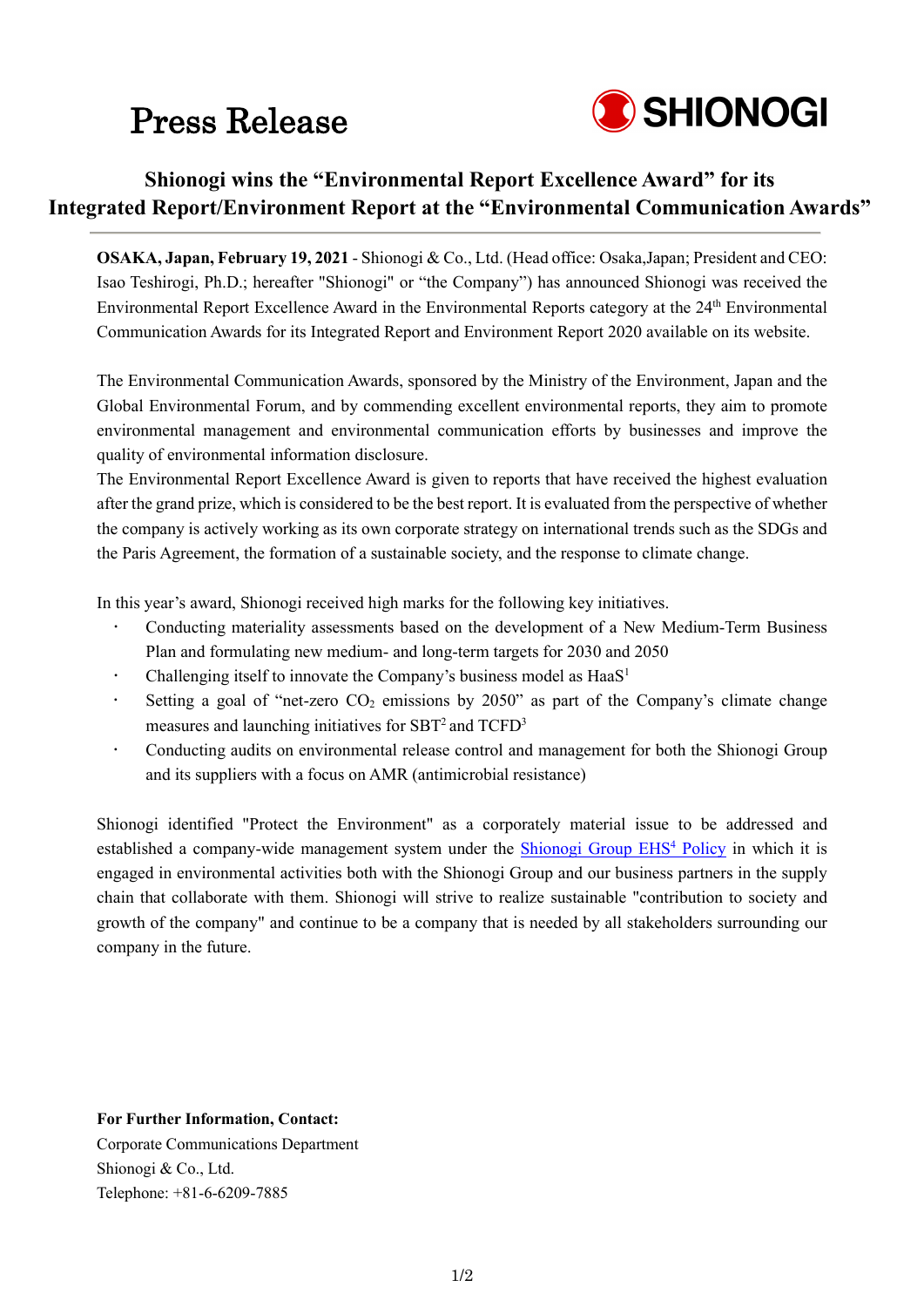# Press Release

SHIONOGI

## Shionogi wins the "Environmental Report Excellence Award" for its Integrated Report/Environment Report at the "Environmental Communication Awards"

**OSAKA, Japan, February 19, 2021** - Shionogi & Co., Ltd. (Head office: Osaka,Japan; President and CEO: Isao Teshirogi, Ph.D.; hereafter "Shionogi" or "the Company") has announced Shionogi was received the Environmental Report Excellence Award in the Environmental Reports category at the 24th Environmental Communication Awards for its Integrated Report and Environment Report 2020 available on its website.

The Environmental Communication Awards, sponsored by the Ministry of the Environment, Japan and the Global Environmental Forum, and by commending excellent environmental reports, they aim to promote environmental management and environmental communication efforts by businesses and improve the quality of environmental information disclosure.

The Environmental Report Excellence Award is given to reports that have received the highest evaluation after the grand prize, which is considered to be the best report. It is evaluated from the perspective of whether the company is actively working as its own corporate strategy on international trends such as the SDGs and the Paris Agreement, the formation of a sustainable society, and the response to climate change.

In this year's award, Shionogi received high marks for the following key initiatives.

- Conducting materiality assessments based on the development of a New Medium-Term Business Plan and formulating new medium- and long-term targets for 2030 and 2050
- Challenging itself to innovate the Company's business model as HaaS[1]
- Setting a goal of "net-zero $CO_2$ emissions by 2050" as part of the Company's climate change measures and launching initiatives for SBT[2] and TCFD[3]
- Conducting audits on environmental release control and management for both the Shionogi Group and its suppliers with a focus on AMR (antimicrobial resistance)

Shionogi identified "Protect the Environment" as a corporately material issue to be addressed and established a company-wide management system under the Shionogi Group EHS[4] Policy in which it is engaged in environmental activities both with the Shionogi Group and our business partners in the supply chain that collaborate with them. Shionogi will strive to realize sustainable "contribution to society and growth of the company" and continue to be a company that is needed by all stakeholders surrounding our company in the future.

**For Further Information, Contact:**
Corporate Communications Department
Shionogi & Co., Ltd.
Telephone: +81-6-6209-7885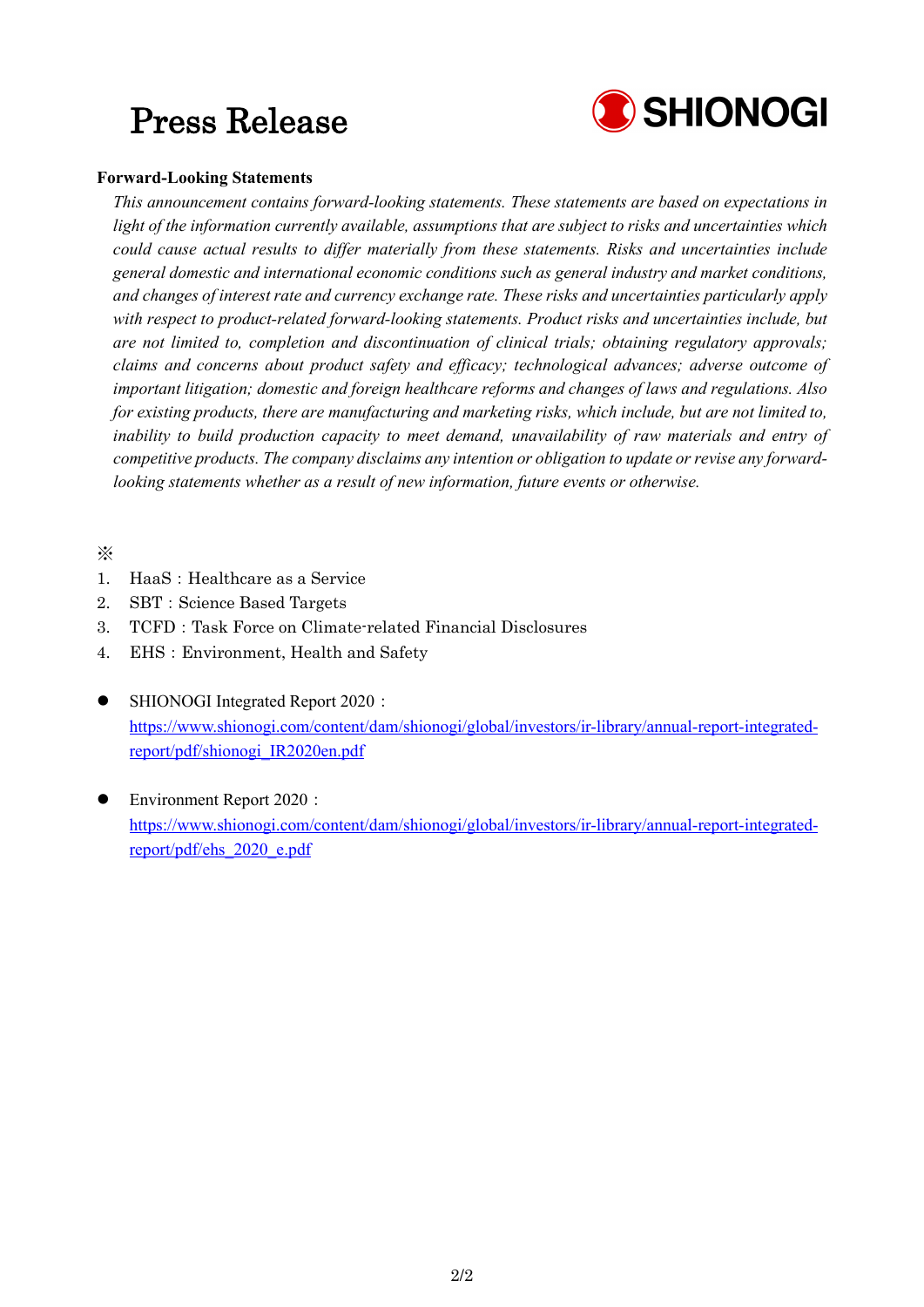**Forward-Looking Statements**

*This announcement contains forward-looking statements. These statements are based on expectations in light of the information currently available, assumptions that are subject to risks and uncertainties which could cause actual results to differ materially from these statements. Risks and uncertainties include general domestic and international economic conditions such as general industry and market conditions, and changes of interest rate and currency exchange rate. These risks and uncertainties particularly apply with respect to product-related forward-looking statements. Product risks and uncertainties include, but are not limited to, completion and discontinuation of clinical trials; obtaining regulatory approvals; claims and concerns about product safety and efficacy; technological advances; adverse outcome of important litigation; domestic and foreign healthcare reforms and changes of laws and regulations. Also for existing products, there are manufacturing and marketing risks, which include, but are not limited to, inability to build production capacity to meet demand, unavailability of raw materials and entry of competitive products. The company disclaims any intention or obligation to update or revise any forward-looking statements whether as a result of new information, future events or otherwise.*

※

1. HaaS：Healthcare as a Service
2. SBT：Science Based Targets
3. TCFD：Task Force on Climate-related Financial Disclosures
4. EHS：Environment, Health and Safety

- SHIONOGI Integrated Report 2020：
  https://www.shionogi.com/content/dam/shionogi/global/investors/ir-library/annual-report-integrated-report/pdf/shionogi_IR2020en.pdf

- Environment Report 2020：
  https://www.shionogi.com/content/dam/shionogi/global/investors/ir-library/annual-report-integrated-report/pdf/ehs_2020_e.pdf